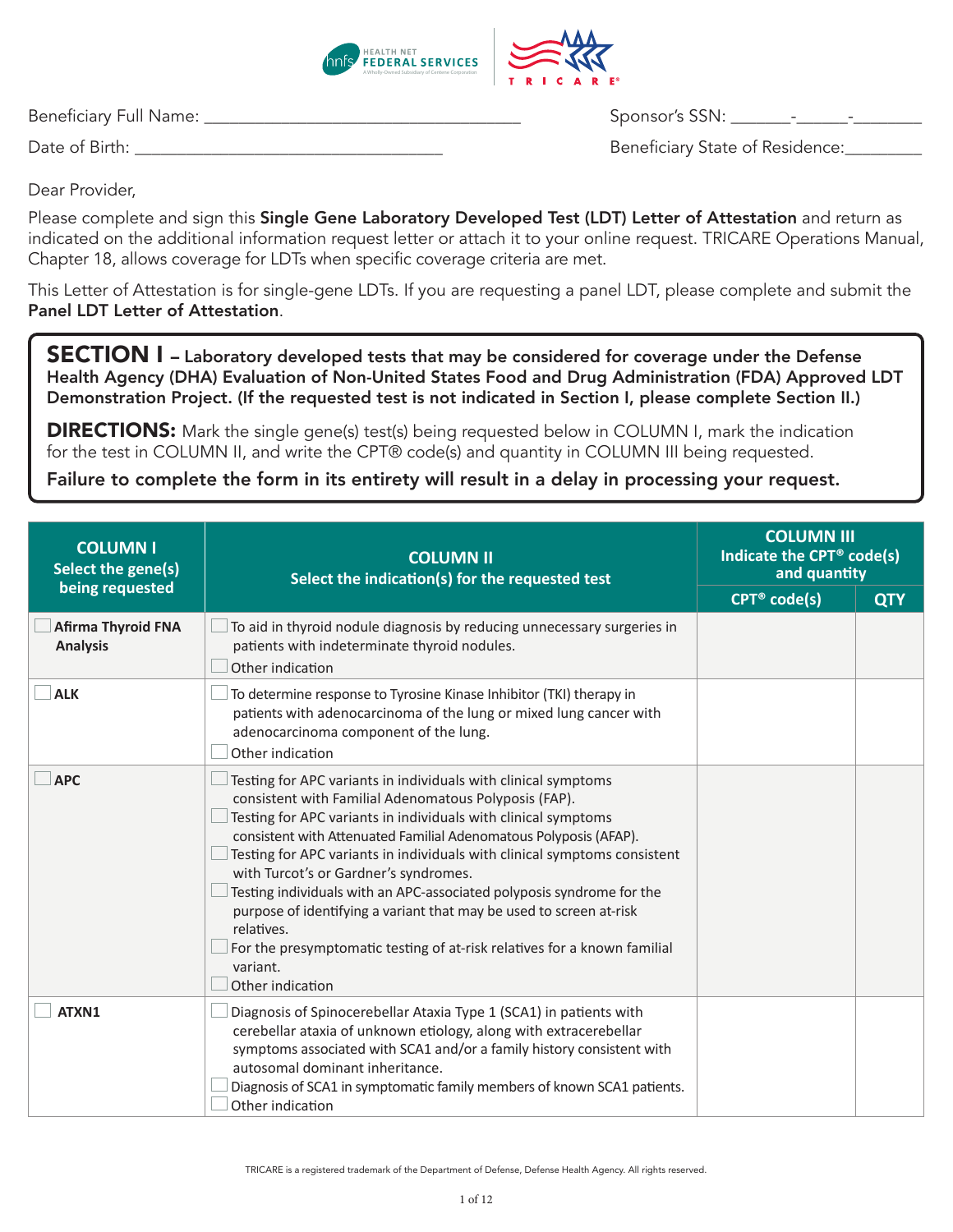Beneficiary Full Name: ___________________________________ Sponsor's SSN: _______-______-________

Date of Birth: ___________________________________ Beneficiary State of Residence:________

Dear Provider,

Please complete and sign this **Single Gene Laboratory Developed Test (LDT) Letter of Attestation** and return as indicated on the additional information request letter or attach it to your online request. TRICARE Operations Manual, Chapter 18, allows coverage for LDTs when specific coverage criteria are met.

This Letter of Attestation is for single-gene LDTs. If you are requesting a panel LDT, please complete and submit the **Panel LDT Letter of Attestation**.

## SECTION I – Laboratory developed tests that may be considered for coverage under the Defense Health Agency (DHA) Evaluation of Non-United States Food and Drug Administration (FDA) Approved LDT Demonstration Project. (If the requested test is not indicated in Section I, please complete Section II.)

**DIRECTIONS:** Mark the single gene(s) test(s) being requested below in COLUMN I, mark the indication for the test in COLUMN II, and write the CPT® code(s) and quantity in COLUMN III being requested.

**Failure to complete the form in its entirety will result in a delay in processing your request.**

| COLUMN I Select the gene(s) being requested | COLUMN II Select the indication(s) for the requested test | COLUMN III Indicate the CPT® code(s) and quantity | |
|---|---|---|---|
| | | CPT® code(s) | QTY |
| ☐ **Afirma Thyroid FNA Analysis** | ☐ To aid in thyroid nodule diagnosis by reducing unnecessary surgeries in patients with indeterminate thyroid nodules.<br>☐ Other indication | | |
| ☐ **ALK** | ☐ To determine response to Tyrosine Kinase Inhibitor (TKI) therapy in patients with adenocarcinoma of the lung or mixed lung cancer with adenocarcinoma component of the lung.<br>☐ Other indication | | |
| ☐ **APC** | ☐ Testing for APC variants in individuals with clinical symptoms consistent with Familial Adenomatous Polyposis (FAP).<br>☐ Testing for APC variants in individuals with clinical symptoms consistent with Attenuated Familial Adenomatous Polyposis (AFAP).<br>☐ Testing for APC variants in individuals with clinical symptoms consistent with Turcot's or Gardner's syndromes.<br>☐ Testing individuals with an APC-associated polyposis syndrome for the purpose of identifying a variant that may be used to screen at-risk relatives.<br>☐ For the presymptomatic testing of at-risk relatives for a known familial variant.<br>☐ Other indication | | |
| ☐ **ATXN1** | ☐ Diagnosis of Spinocerebellar Ataxia Type 1 (SCA1) in patients with cerebellar ataxia of unknown etiology, along with extracerebellar symptoms associated with SCA1 and/or a family history consistent with autosomal dominant inheritance.<br>☐ Diagnosis of SCA1 in symptomatic family members of known SCA1 patients.<br>☐ Other indication | | |

TRICARE is a registered trademark of the Department of Defense, Defense Health Agency. All rights reserved.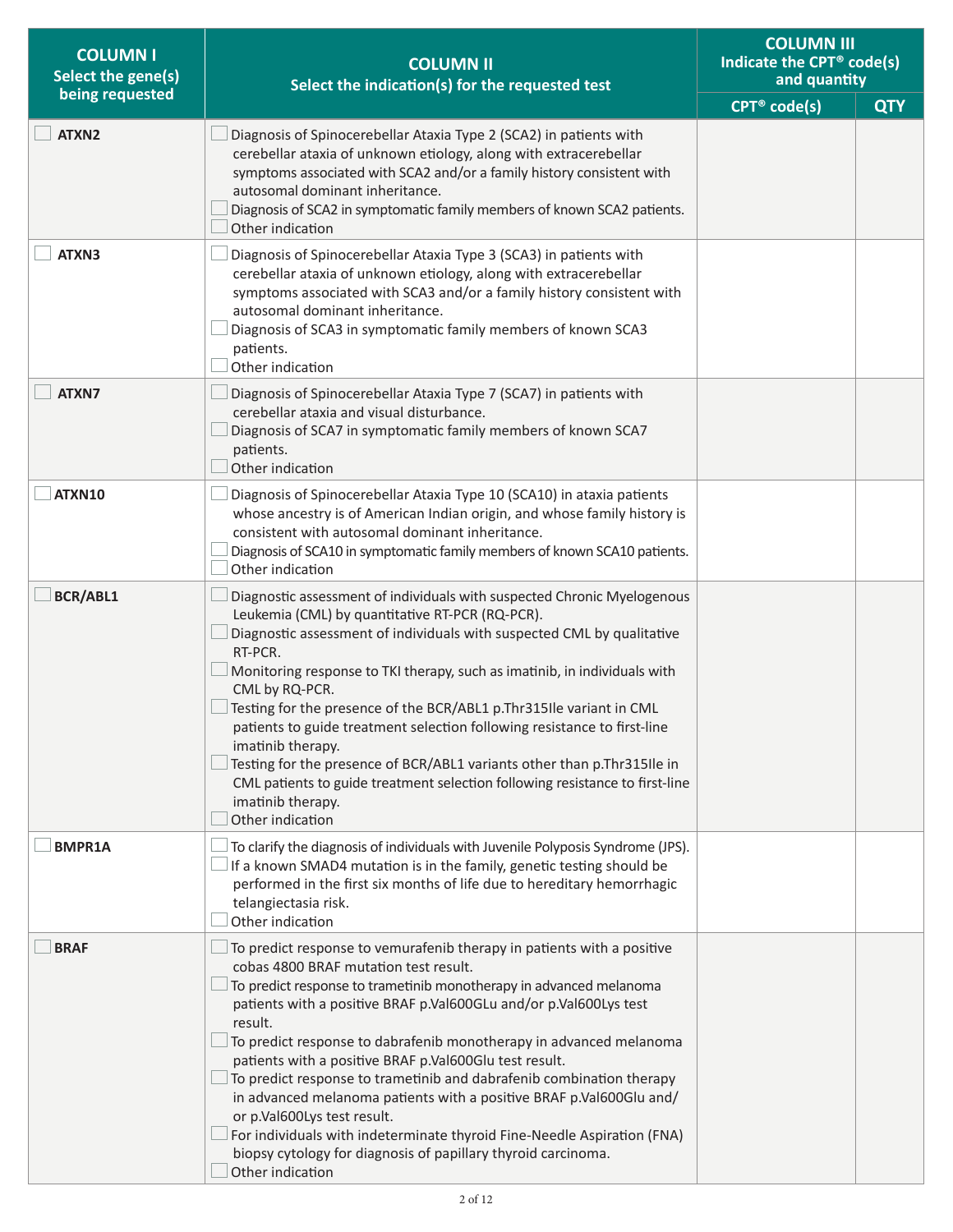| COLUMN I Select the gene(s) being requested | COLUMN II Select the indication(s) for the requested test | COLUMN III Indicate the CPT® code(s) and quantity | |
|---|---|---|---|
| | | CPT® code(s) | QTY |
| ☐ ATXN2 | ☐ Diagnosis of Spinocerebellar Ataxia Type 2 (SCA2) in patients with cerebellar ataxia of unknown etiology, along with extracerebellar symptoms associated with SCA2 and/or a family history consistent with autosomal dominant inheritance.<br>☐ Diagnosis of SCA2 in symptomatic family members of known SCA2 patients.<br>☐ Other indication | | |
| ☐ ATXN3 | ☐ Diagnosis of Spinocerebellar Ataxia Type 3 (SCA3) in patients with cerebellar ataxia of unknown etiology, along with extracerebellar symptoms associated with SCA3 and/or a family history consistent with autosomal dominant inheritance.<br>☐ Diagnosis of SCA3 in symptomatic family members of known SCA3 patients.<br>☐ Other indication | | |
| ☐ ATXN7 | ☐ Diagnosis of Spinocerebellar Ataxia Type 7 (SCA7) in patients with cerebellar ataxia and visual disturbance.<br>☐ Diagnosis of SCA7 in symptomatic family members of known SCA7 patients.<br>☐ Other indication | | |
| ☐ ATXN10 | ☐ Diagnosis of Spinocerebellar Ataxia Type 10 (SCA10) in ataxia patients whose ancestry is of American Indian origin, and whose family history is consistent with autosomal dominant inheritance.<br>☐ Diagnosis of SCA10 in symptomatic family members of known SCA10 patients.<br>☐ Other indication | | |
| ☐ BCR/ABL1 | ☐ Diagnostic assessment of individuals with suspected Chronic Myelogenous Leukemia (CML) by quantitative RT-PCR (RQ-PCR).<br>☐ Diagnostic assessment of individuals with suspected CML by qualitative RT-PCR.<br>☐ Monitoring response to TKI therapy, such as imatinib, in individuals with CML by RQ-PCR.<br>☐ Testing for the presence of the BCR/ABL1 p.Thr315Ile variant in CML patients to guide treatment selection following resistance to first-line imatinib therapy.<br>☐ Testing for the presence of BCR/ABL1 variants other than p.Thr315Ile in CML patients to guide treatment selection following resistance to first-line imatinib therapy.<br>☐ Other indication | | |
| ☐ BMPR1A | ☐ To clarify the diagnosis of individuals with Juvenile Polyposis Syndrome (JPS).<br>☐ If a known SMAD4 mutation is in the family, genetic testing should be performed in the first six months of life due to hereditary hemorrhagic telangiectasia risk.<br>☐ Other indication | | |
| ☐ BRAF | ☐ To predict response to vemurafenib therapy in patients with a positive cobas 4800 BRAF mutation test result.<br>☐ To predict response to trametinib monotherapy in advanced melanoma patients with a positive BRAF p.Val600GLu and/or p.Val600Lys test result.<br>☐ To predict response to dabrafenib monotherapy in advanced melanoma patients with a positive BRAF p.Val600Glu test result.<br>☐ To predict response to trametinib and dabrafenib combination therapy in advanced melanoma patients with a positive BRAF p.Val600Glu and/or p.Val600Lys test result.<br>☐ For individuals with indeterminate thyroid Fine-Needle Aspiration (FNA) biopsy cytology for diagnosis of papillary thyroid carcinoma.<br>☐ Other indication | | |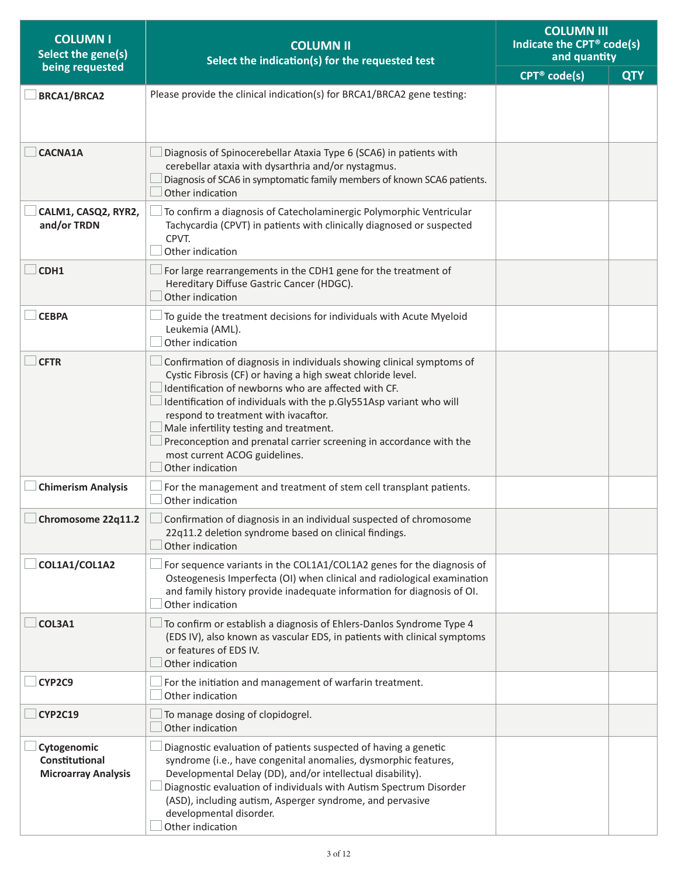| COLUMN I<br>Select the gene(s) being requested | COLUMN II<br>Select the indication(s) for the requested test | COLUMN III<br>Indicate the CPT® code(s) and quantity | |
|---|---|---|---|
| | | CPT® code(s) | QTY |
| ☐ **BRCA1/BRCA2** | Please provide the clinical indication(s) for BRCA1/BRCA2 gene testing: | | |
| ☐ **CACNA1A** | ☐ Diagnosis of Spinocerebellar Ataxia Type 6 (SCA6) in patients with cerebellar ataxia with dysarthria and/or nystagmus.<br>☐ Diagnosis of SCA6 in symptomatic family members of known SCA6 patients.<br>☐ Other indication | | |
| ☐ **CALM1, CASQ2, RYR2, and/or TRDN** | ☐ To confirm a diagnosis of Catecholaminergic Polymorphic Ventricular Tachycardia (CPVT) in patients with clinically diagnosed or suspected CPVT.<br>☐ Other indication | | |
| ☐ **CDH1** | ☐ For large rearrangements in the CDH1 gene for the treatment of Hereditary Diffuse Gastric Cancer (HDGC).<br>☐ Other indication | | |
| ☐ **CEBPA** | ☐ To guide the treatment decisions for individuals with Acute Myeloid Leukemia (AML).<br>☐ Other indication | | |
| ☐ **CFTR** | ☐ Confirmation of diagnosis in individuals showing clinical symptoms of Cystic Fibrosis (CF) or having a high sweat chloride level.<br>☐ Identification of newborns who are affected with CF.<br>☐ Identification of individuals with the p.Gly551Asp variant who will respond to treatment with ivacaftor.<br>☐ Male infertility testing and treatment.<br>☐ Preconception and prenatal carrier screening in accordance with the most current ACOG guidelines.<br>☐ Other indication | | |
| ☐ **Chimerism Analysis** | ☐ For the management and treatment of stem cell transplant patients.<br>☐ Other indication | | |
| ☐ **Chromosome 22q11.2** | ☐ Confirmation of diagnosis in an individual suspected of chromosome 22q11.2 deletion syndrome based on clinical findings.<br>☐ Other indication | | |
| ☐ **COL1A1/COL1A2** | ☐ For sequence variants in the COL1A1/COL1A2 genes for the diagnosis of Osteogenesis Imperfecta (OI) when clinical and radiological examination and family history provide inadequate information for diagnosis of OI.<br>☐ Other indication | | |
| ☐ **COL3A1** | ☐ To confirm or establish a diagnosis of Ehlers-Danlos Syndrome Type 4 (EDS IV), also known as vascular EDS, in patients with clinical symptoms or features of EDS IV.<br>☐ Other indication | | |
| ☐ **CYP2C9** | ☐ For the initiation and management of warfarin treatment.<br>☐ Other indication | | |
| ☐ **CYP2C19** | ☐ To manage dosing of clopidogrel.<br>☐ Other indication | | |
| ☐ **Cytogenomic Constitutional Microarray Analysis** | ☐ Diagnostic evaluation of patients suspected of having a genetic syndrome (i.e., have congenital anomalies, dysmorphic features, Developmental Delay (DD), and/or intellectual disability).<br>☐ Diagnostic evaluation of individuals with Autism Spectrum Disorder (ASD), including autism, Asperger syndrome, and pervasive developmental disorder.<br>☐ Other indication | | |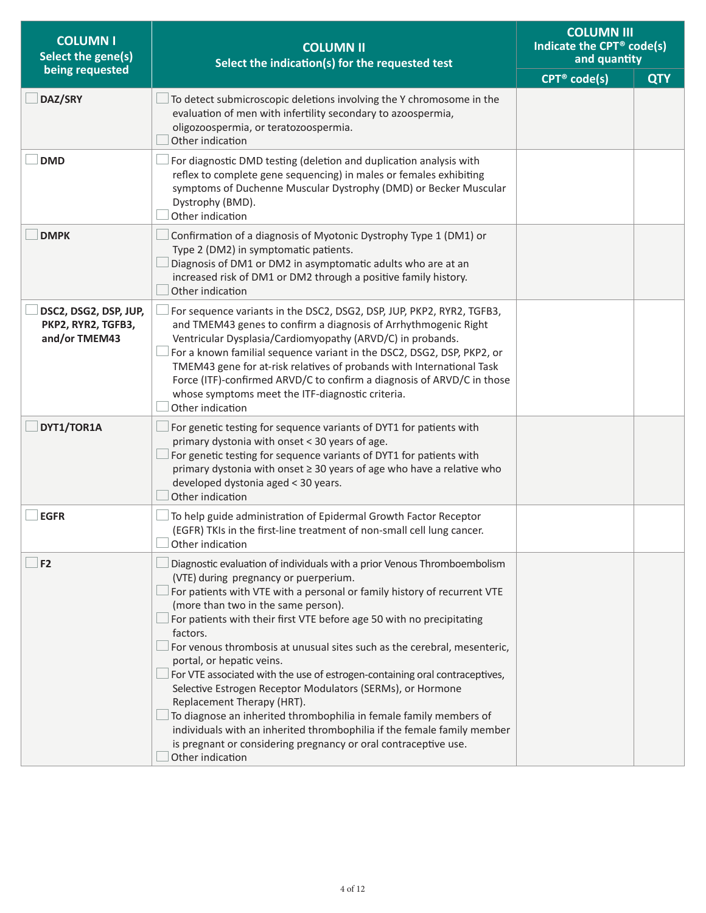| COLUMN I Select the gene(s) being requested | COLUMN II Select the indication(s) for the requested test | COLUMN III Indicate the CPT® code(s) and quantity | |
|---|---|---|---|
| | | CPT® code(s) | QTY |
| ☐ **DAZ/SRY** | ☐ To detect submicroscopic deletions involving the Y chromosome in the evaluation of men with infertility secondary to azoospermia, oligozoospermia, or teratozoospermia.<br>☐ Other indication | | |
| ☐ **DMD** | ☐ For diagnostic DMD testing (deletion and duplication analysis with reflex to complete gene sequencing) in males or females exhibiting symptoms of Duchenne Muscular Dystrophy (DMD) or Becker Muscular Dystrophy (BMD).<br>☐ Other indication | | |
| ☐ **DMPK** | ☐ Confirmation of a diagnosis of Myotonic Dystrophy Type 1 (DM1) or Type 2 (DM2) in symptomatic patients.<br>☐ Diagnosis of DM1 or DM2 in asymptomatic adults who are at an increased risk of DM1 or DM2 through a positive family history.<br>☐ Other indication | | |
| ☐ **DSC2, DSG2, DSP, JUP, PKP2, RYR2, TGFB3, and/or TMEM43** | ☐ For sequence variants in the DSC2, DSG2, DSP, JUP, PKP2, RYR2, TGFB3, and TMEM43 genes to confirm a diagnosis of Arrhythmogenic Right Ventricular Dysplasia/Cardiomyopathy (ARVD/C) in probands.<br>☐ For a known familial sequence variant in the DSC2, DSG2, DSP, PKP2, or TMEM43 gene for at-risk relatives of probands with International Task Force (ITF)-confirmed ARVD/C to confirm a diagnosis of ARVD/C in those whose symptoms meet the ITF-diagnostic criteria.<br>☐ Other indication | | |
| ☐ **DYT1/TOR1A** | ☐ For genetic testing for sequence variants of DYT1 for patients with primary dystonia with onset < 30 years of age.<br>☐ For genetic testing for sequence variants of DYT1 for patients with primary dystonia with onset ≥ 30 years of age who have a relative who developed dystonia aged < 30 years.<br>☐ Other indication | | |
| ☐ **EGFR** | ☐ To help guide administration of Epidermal Growth Factor Receptor (EGFR) TKIs in the first-line treatment of non-small cell lung cancer.<br>☐ Other indication | | |
| ☐ **F2** | ☐ Diagnostic evaluation of individuals with a prior Venous Thromboembolism (VTE) during pregnancy or puerperium.<br>☐ For patients with VTE with a personal or family history of recurrent VTE (more than two in the same person).<br>☐ For patients with their first VTE before age 50 with no precipitating factors.<br>☐ For venous thrombosis at unusual sites such as the cerebral, mesenteric, portal, or hepatic veins.<br>☐ For VTE associated with the use of estrogen-containing oral contraceptives, Selective Estrogen Receptor Modulators (SERMs), or Hormone Replacement Therapy (HRT).<br>☐ To diagnose an inherited thrombophilia in female family members of individuals with an inherited thrombophilia if the female family member is pregnant or considering pregnancy or oral contraceptive use.<br>☐ Other indication | | |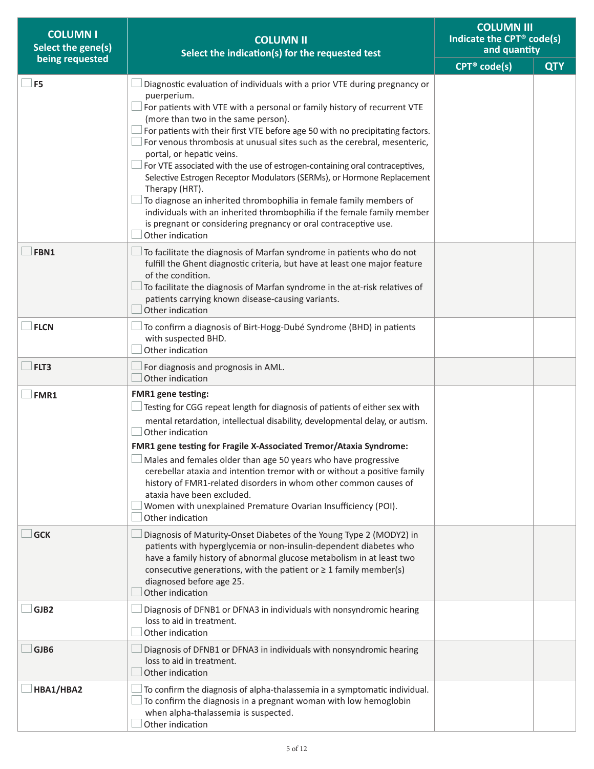| COLUMN I<br>Select the gene(s) being requested | COLUMN II<br>Select the indication(s) for the requested test | COLUMN III<br>Indicate the CPT® code(s) and quantity | |
|---|---|---|---|
| | | CPT® code(s) | QTY |
| ☐ **F5** | ☐ Diagnostic evaluation of individuals with a prior VTE during pregnancy or puerperium.<br>☐ For patients with VTE with a personal or family history of recurrent VTE (more than two in the same person).<br>☐ For patients with their first VTE before age 50 with no precipitating factors.<br>☐ For venous thrombosis at unusual sites such as the cerebral, mesenteric, portal, or hepatic veins.<br>☐ For VTE associated with the use of estrogen-containing oral contraceptives, Selective Estrogen Receptor Modulators (SERMs), or Hormone Replacement Therapy (HRT).<br>☐ To diagnose an inherited thrombophilia in female family members of individuals with an inherited thrombophilia if the female family member is pregnant or considering pregnancy or oral contraceptive use.<br>☐ Other indication | | |
| ☐ **FBN1** | ☐ To facilitate the diagnosis of Marfan syndrome in patients who do not fulfill the Ghent diagnostic criteria, but have at least one major feature of the condition.<br>☐ To facilitate the diagnosis of Marfan syndrome in the at-risk relatives of patients carrying known disease-causing variants.<br>☐ Other indication | | |
| ☐ **FLCN** | ☐ To confirm a diagnosis of Birt-Hogg-Dubé Syndrome (BHD) in patients with suspected BHD.<br>☐ Other indication | | |
| ☐ **FLT3** | ☐ For diagnosis and prognosis in AML.<br>☐ Other indication | | |
| ☐ **FMR1** | **FMR1 gene testing:**<br>☐ Testing for CGG repeat length for diagnosis of patients of either sex with mental retardation, intellectual disability, developmental delay, or autism.<br>☐ Other indication<br>**FMR1 gene testing for Fragile X-Associated Tremor/Ataxia Syndrome:**<br>☐ Males and females older than age 50 years who have progressive cerebellar ataxia and intention tremor with or without a positive family history of FMR1-related disorders in whom other common causes of ataxia have been excluded.<br>☐ Women with unexplained Premature Ovarian Insufficiency (POI).<br>☐ Other indication | | |
| ☐ **GCK** | ☐ Diagnosis of Maturity-Onset Diabetes of the Young Type 2 (MODY2) in patients with hyperglycemia or non-insulin-dependent diabetes who have a family history of abnormal glucose metabolism in at least two consecutive generations, with the patient or ≥ 1 family member(s) diagnosed before age 25.<br>☐ Other indication | | |
| ☐ **GJB2** | ☐ Diagnosis of DFNB1 or DFNA3 in individuals with nonsyndromic hearing loss to aid in treatment.<br>☐ Other indication | | |
| ☐ **GJB6** | ☐ Diagnosis of DFNB1 or DFNA3 in individuals with nonsyndromic hearing loss to aid in treatment.<br>☐ Other indication | | |
| ☐ **HBA1/HBA2** | ☐ To confirm the diagnosis of alpha-thalassemia in a symptomatic individual.<br>☐ To confirm the diagnosis in a pregnant woman with low hemoglobin when alpha-thalassemia is suspected.<br>☐ Other indication | | |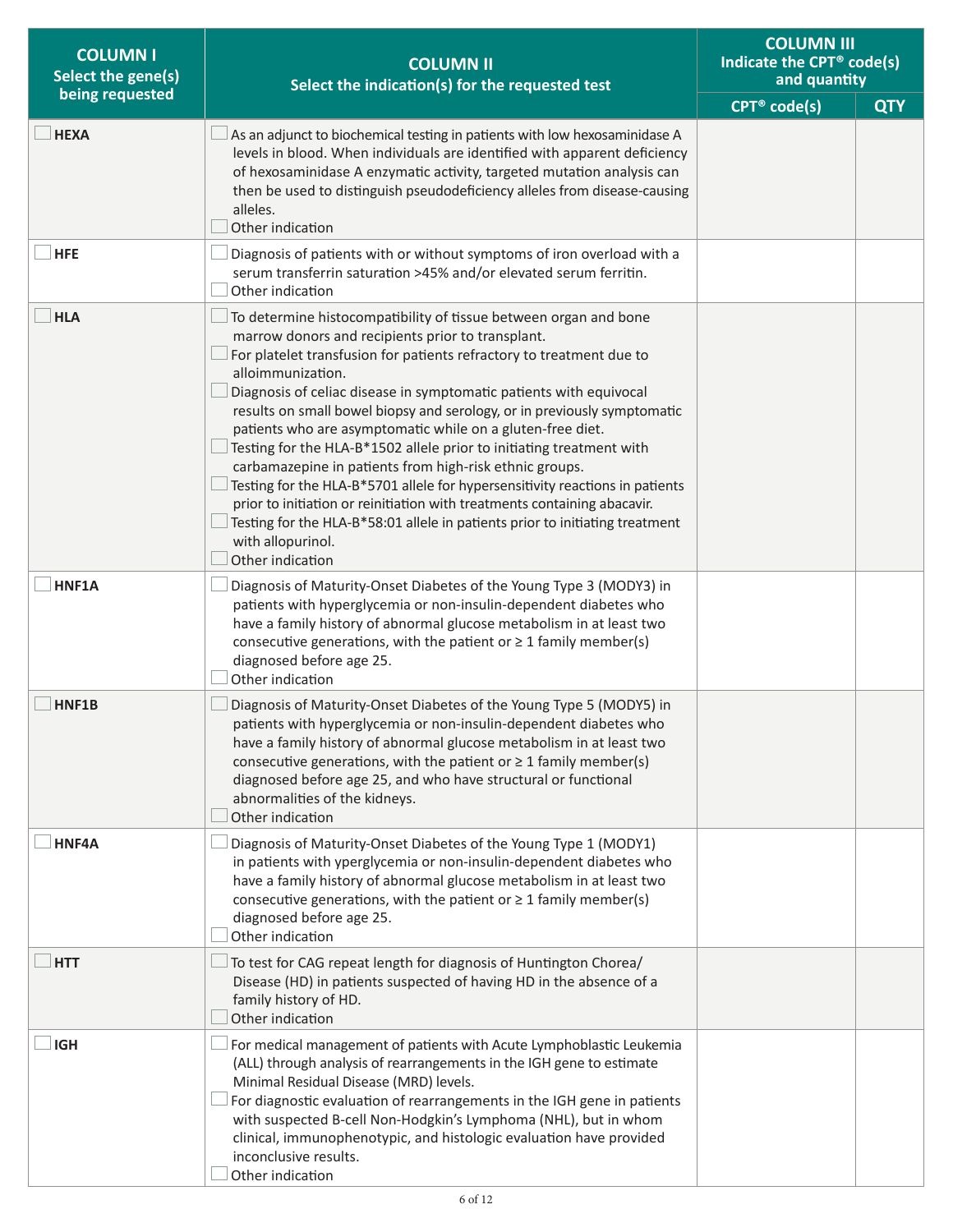| COLUMN I<br>Select the gene(s) being requested | COLUMN II<br>Select the indication(s) for the requested test | COLUMN III<br>Indicate the CPT® code(s) and quantity | |
|---|---|---|---|
| | | CPT® code(s) | QTY |
| ☐ HEXA | ☐ As an adjunct to biochemical testing in patients with low hexosaminidase A levels in blood. When individuals are identified with apparent deficiency of hexosaminidase A enzymatic activity, targeted mutation analysis can then be used to distinguish pseudodeficiency alleles from disease-causing alleles.<br>☐ Other indication | | |
| ☐ HFE | ☐ Diagnosis of patients with or without symptoms of iron overload with a serum transferrin saturation >45% and/or elevated serum ferritin.<br>☐ Other indication | | |
| ☐ HLA | ☐ To determine histocompatibility of tissue between organ and bone marrow donors and recipients prior to transplant.<br>☐ For platelet transfusion for patients refractory to treatment due to alloimmunization.<br>☐ Diagnosis of celiac disease in symptomatic patients with equivocal results on small bowel biopsy and serology, or in previously symptomatic patients who are asymptomatic while on a gluten-free diet.<br>☐ Testing for the HLA-B*1502 allele prior to initiating treatment with carbamazepine in patients from high-risk ethnic groups.<br>☐ Testing for the HLA-B*5701 allele for hypersensitivity reactions in patients prior to initiation or reinitiation with treatments containing abacavir.<br>☐ Testing for the HLA-B*58:01 allele in patients prior to initiating treatment with allopurinol.<br>☐ Other indication | | |
| ☐ HNF1A | ☐ Diagnosis of Maturity-Onset Diabetes of the Young Type 3 (MODY3) in patients with hyperglycemia or non-insulin-dependent diabetes who have a family history of abnormal glucose metabolism in at least two consecutive generations, with the patient or ≥ 1 family member(s) diagnosed before age 25.<br>☐ Other indication | | |
| ☐ HNF1B | ☐ Diagnosis of Maturity-Onset Diabetes of the Young Type 5 (MODY5) in patients with hyperglycemia or non-insulin-dependent diabetes who have a family history of abnormal glucose metabolism in at least two consecutive generations, with the patient or ≥ 1 family member(s) diagnosed before age 25, and who have structural or functional abnormalities of the kidneys.<br>☐ Other indication | | |
| ☐ HNF4A | ☐ Diagnosis of Maturity-Onset Diabetes of the Young Type 1 (MODY1) in patients with yperglycemia or non-insulin-dependent diabetes who have a family history of abnormal glucose metabolism in at least two consecutive generations, with the patient or ≥ 1 family member(s) diagnosed before age 25.<br>☐ Other indication | | |
| ☐ HTT | ☐ To test for CAG repeat length for diagnosis of Huntington Chorea/ Disease (HD) in patients suspected of having HD in the absence of a family history of HD.<br>☐ Other indication | | |
| ☐ IGH | ☐ For medical management of patients with Acute Lymphoblastic Leukemia (ALL) through analysis of rearrangements in the IGH gene to estimate Minimal Residual Disease (MRD) levels.<br>☐ For diagnostic evaluation of rearrangements in the IGH gene in patients with suspected B-cell Non-Hodgkin's Lymphoma (NHL), but in whom clinical, immunophenotypic, and histologic evaluation have provided inconclusive results.<br>☐ Other indication | | |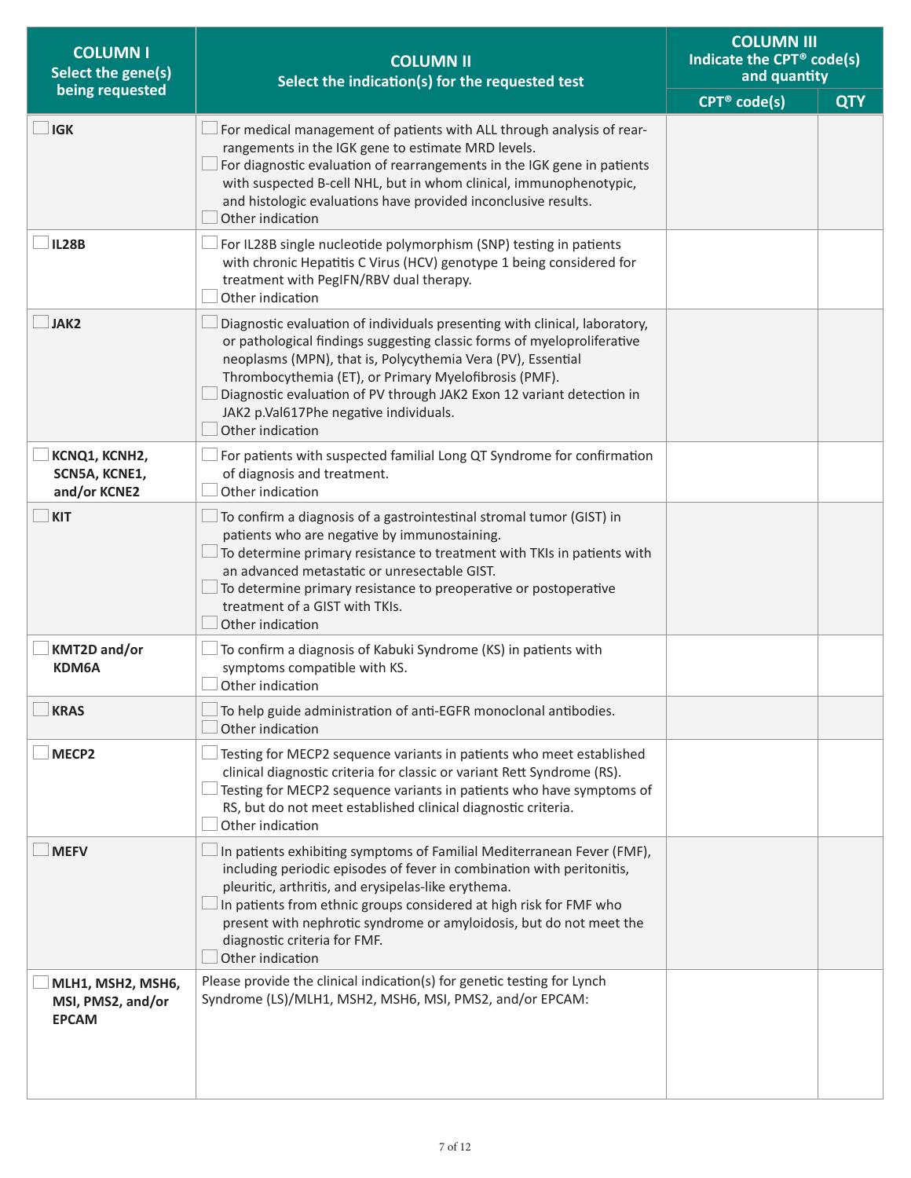| COLUMN I<br>Select the gene(s) being requested | COLUMN II<br>Select the indication(s) for the requested test | COLUMN III<br>Indicate the CPT® code(s) and quantity | |
|---|---|---|---|
| | | CPT® code(s) | QTY |
| ☐ **IGK** | ☐ For medical management of patients with ALL through analysis of rearrangements in the IGK gene to estimate MRD levels.<br>☐ For diagnostic evaluation of rearrangements in the IGK gene in patients with suspected B-cell NHL, but in whom clinical, immunophenotypic, and histologic evaluations have provided inconclusive results.<br>☐ Other indication | | |
| ☐ **IL28B** | ☐ For IL28B single nucleotide polymorphism (SNP) testing in patients with chronic Hepatitis C Virus (HCV) genotype 1 being considered for treatment with PegIFN/RBV dual therapy.<br>☐ Other indication | | |
| ☐ **JAK2** | ☐ Diagnostic evaluation of individuals presenting with clinical, laboratory, or pathological findings suggesting classic forms of myeloproliferative neoplasms (MPN), that is, Polycythemia Vera (PV), Essential Thrombocythemia (ET), or Primary Myelofibrosis (PMF).<br>☐ Diagnostic evaluation of PV through JAK2 Exon 12 variant detection in JAK2 p.Val617Phe negative individuals.<br>☐ Other indication | | |
| ☐ **KCNQ1, KCNH2, SCN5A, KCNE1, and/or KCNE2** | ☐ For patients with suspected familial Long QT Syndrome for confirmation of diagnosis and treatment.<br>☐ Other indication | | |
| ☐ **KIT** | ☐ To confirm a diagnosis of a gastrointestinal stromal tumor (GIST) in patients who are negative by immunostaining.<br>☐ To determine primary resistance to treatment with TKIs in patients with an advanced metastatic or unresectable GIST.<br>☐ To determine primary resistance to preoperative or postoperative treatment of a GIST with TKIs.<br>☐ Other indication | | |
| ☐ **KMT2D and/or KDM6A** | ☐ To confirm a diagnosis of Kabuki Syndrome (KS) in patients with symptoms compatible with KS.<br>☐ Other indication | | |
| ☐ **KRAS** | ☐ To help guide administration of anti-EGFR monoclonal antibodies.<br>☐ Other indication | | |
| ☐ **MECP2** | ☐ Testing for MECP2 sequence variants in patients who meet established clinical diagnostic criteria for classic or variant Rett Syndrome (RS).<br>☐ Testing for MECP2 sequence variants in patients who have symptoms of RS, but do not meet established clinical diagnostic criteria.<br>☐ Other indication | | |
| ☐ **MEFV** | ☐ In patients exhibiting symptoms of Familial Mediterranean Fever (FMF), including periodic episodes of fever in combination with peritonitis, pleuritic, arthritis, and erysipelas-like erythema.<br>☐ In patients from ethnic groups considered at high risk for FMF who present with nephrotic syndrome or amyloidosis, but do not meet the diagnostic criteria for FMF.<br>☐ Other indication | | |
| ☐ **MLH1, MSH2, MSH6, MSI, PMS2, and/or EPCAM** | Please provide the clinical indication(s) for genetic testing for Lynch Syndrome (LS)/MLH1, MSH2, MSH6, MSI, PMS2, and/or EPCAM: | | |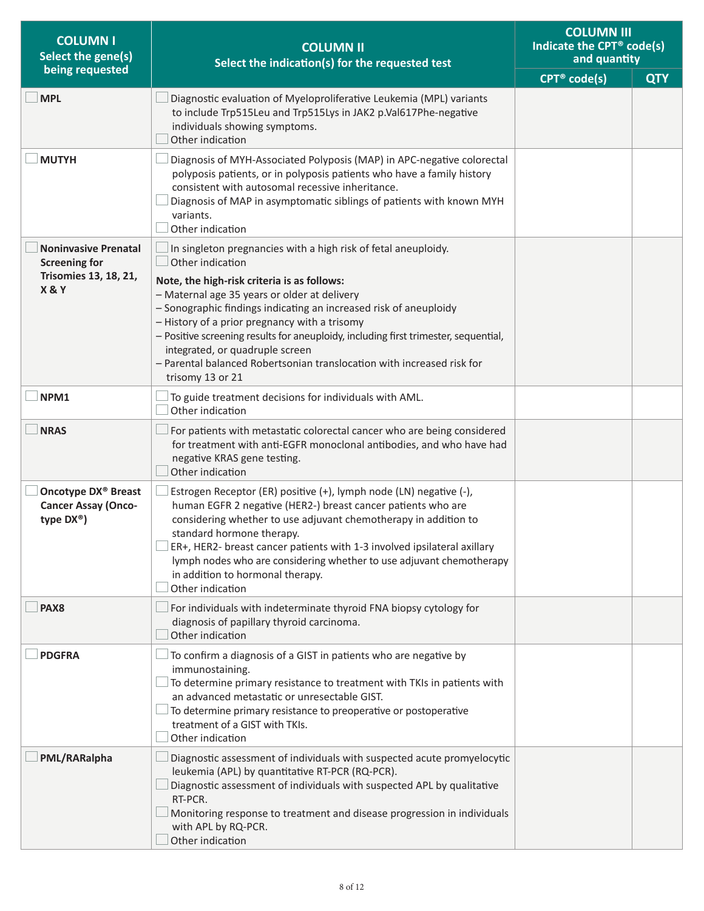| COLUMN I Select the gene(s) being requested | COLUMN II Select the indication(s) for the requested test | COLUMN III Indicate the CPT® code(s) and quantity | |
|---|---|---|---|
| | | CPT® code(s) | QTY |
| ☐ **MPL** | ☐ Diagnostic evaluation of Myeloproliferative Leukemia (MPL) variants to include Trp515Leu and Trp515Lys in JAK2 p.Val617Phe-negative individuals showing symptoms.<br>☐ Other indication | | |
| ☐ **MUTYH** | ☐ Diagnosis of MYH-Associated Polyposis (MAP) in APC-negative colorectal polyposis patients, or in polyposis patients who have a family history consistent with autosomal recessive inheritance.<br>☐ Diagnosis of MAP in asymptomatic siblings of patients with known MYH variants.<br>☐ Other indication | | |
| ☐ **Noninvasive Prenatal Screening for Trisomies 13, 18, 21, X & Y** | ☐ In singleton pregnancies with a high risk of fetal aneuploidy.<br>☐ Other indication<br>**Note, the high-risk criteria is as follows:**<br>– Maternal age 35 years or older at delivery<br>– Sonographic findings indicating an increased risk of aneuploidy<br>– History of a prior pregnancy with a trisomy<br>– Positive screening results for aneuploidy, including first trimester, sequential, integrated, or quadruple screen<br>– Parental balanced Robertsonian translocation with increased risk for trisomy 13 or 21 | | |
| ☐ **NPM1** | ☐ To guide treatment decisions for individuals with AML.<br>☐ Other indication | | |
| ☐ **NRAS** | ☐ For patients with metastatic colorectal cancer who are being considered for treatment with anti-EGFR monoclonal antibodies, and who have had negative KRAS gene testing.<br>☐ Other indication | | |
| ☐ **Oncotype DX® Breast Cancer Assay (Oncotype DX®)** | ☐ Estrogen Receptor (ER) positive (+), lymph node (LN) negative (-), human EGFR 2 negative (HER2-) breast cancer patients who are considering whether to use adjuvant chemotherapy in addition to standard hormone therapy.<br>☐ ER+, HER2- breast cancer patients with 1-3 involved ipsilateral axillary lymph nodes who are considering whether to use adjuvant chemotherapy in addition to hormonal therapy.<br>☐ Other indication | | |
| ☐ **PAX8** | ☐ For individuals with indeterminate thyroid FNA biopsy cytology for diagnosis of papillary thyroid carcinoma.<br>☐ Other indication | | |
| ☐ **PDGFRA** | ☐ To confirm a diagnosis of a GIST in patients who are negative by immunostaining.<br>☐ To determine primary resistance to treatment with TKIs in patients with an advanced metastatic or unresectable GIST.<br>☐ To determine primary resistance to preoperative or postoperative treatment of a GIST with TKIs.<br>☐ Other indication | | |
| ☐ **PML/RARalpha** | ☐ Diagnostic assessment of individuals with suspected acute promyelocytic leukemia (APL) by quantitative RT-PCR (RQ-PCR).<br>☐ Diagnostic assessment of individuals with suspected APL by qualitative RT-PCR.<br>☐ Monitoring response to treatment and disease progression in individuals with APL by RQ-PCR.<br>☐ Other indication | | |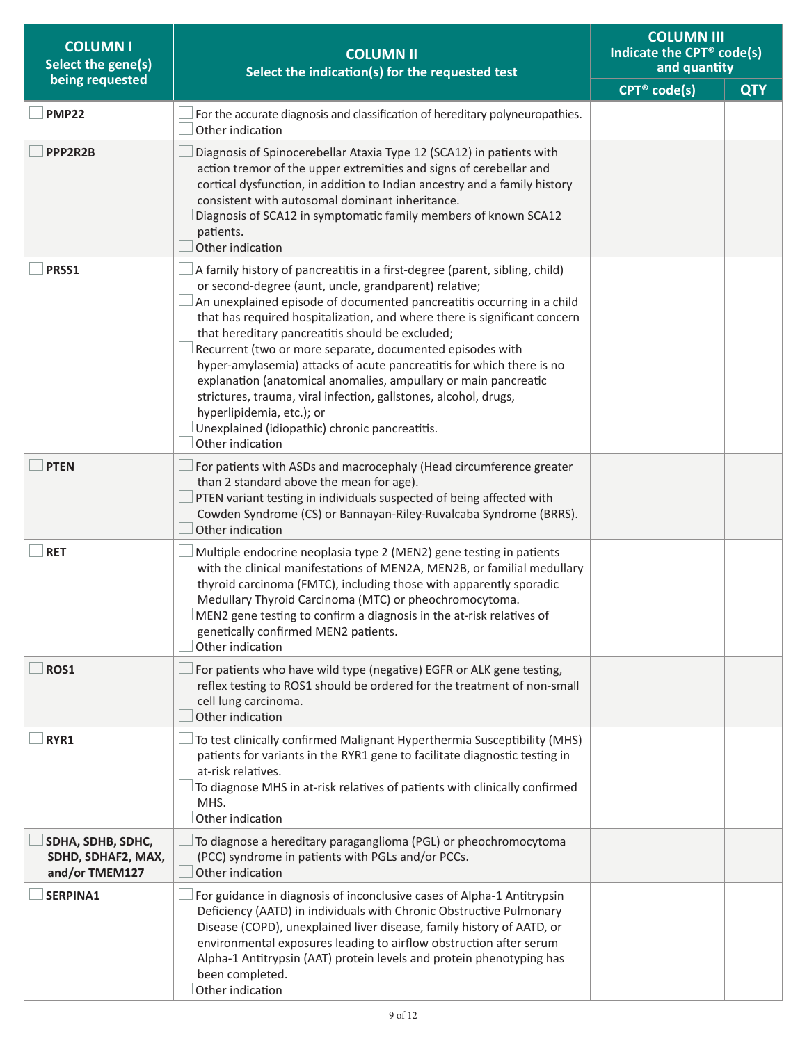| COLUMN I<br>Select the gene(s) being requested | COLUMN II<br>Select the indication(s) for the requested test | COLUMN III<br>Indicate the CPT® code(s) and quantity | |
|---|---|---|---|
| | | CPT® code(s) | QTY |
| ☐ **PMP22** | ☐ For the accurate diagnosis and classification of hereditary polyneuropathies.<br>☐ Other indication | | |
| ☐ **PPP2R2B** | ☐ Diagnosis of Spinocerebellar Ataxia Type 12 (SCA12) in patients with action tremor of the upper extremities and signs of cerebellar and cortical dysfunction, in addition to Indian ancestry and a family history consistent with autosomal dominant inheritance.<br>☐ Diagnosis of SCA12 in symptomatic family members of known SCA12 patients.<br>☐ Other indication | | |
| ☐ **PRSS1** | ☐ A family history of pancreatitis in a first-degree (parent, sibling, child) or second-degree (aunt, uncle, grandparent) relative;<br>☐ An unexplained episode of documented pancreatitis occurring in a child that has required hospitalization, and where there is significant concern that hereditary pancreatitis should be excluded;<br>☐ Recurrent (two or more separate, documented episodes with hyper-amylasemia) attacks of acute pancreatitis for which there is no explanation (anatomical anomalies, ampullary or main pancreatic strictures, trauma, viral infection, gallstones, alcohol, drugs, hyperlipidemia, etc.); or<br>☐ Unexplained (idiopathic) chronic pancreatitis.<br>☐ Other indication | | |
| ☐ **PTEN** | ☐ For patients with ASDs and macrocephaly (Head circumference greater than 2 standard above the mean for age).<br>☐ PTEN variant testing in individuals suspected of being affected with Cowden Syndrome (CS) or Bannayan-Riley-Ruvalcaba Syndrome (BRRS).<br>☐ Other indication | | |
| ☐ **RET** | ☐ Multiple endocrine neoplasia type 2 (MEN2) gene testing in patients with the clinical manifestations of MEN2A, MEN2B, or familial medullary thyroid carcinoma (FMTC), including those with apparently sporadic Medullary Thyroid Carcinoma (MTC) or pheochromocytoma.<br>☐ MEN2 gene testing to confirm a diagnosis in the at-risk relatives of genetically confirmed MEN2 patients.<br>☐ Other indication | | |
| ☐ **ROS1** | ☐ For patients who have wild type (negative) EGFR or ALK gene testing, reflex testing to ROS1 should be ordered for the treatment of non-small cell lung carcinoma.<br>☐ Other indication | | |
| ☐ **RYR1** | ☐ To test clinically confirmed Malignant Hyperthermia Susceptibility (MHS) patients for variants in the RYR1 gene to facilitate diagnostic testing in at-risk relatives.<br>☐ To diagnose MHS in at-risk relatives of patients with clinically confirmed MHS.<br>☐ Other indication | | |
| ☐ **SDHA, SDHB, SDHC, SDHD, SDHAF2, MAX, and/or TMEM127** | ☐ To diagnose a hereditary paraganglioma (PGL) or pheochromocytoma (PCC) syndrome in patients with PGLs and/or PCCs.<br>☐ Other indication | | |
| ☐ **SERPINA1** | ☐ For guidance in diagnosis of inconclusive cases of Alpha-1 Antitrypsin Deficiency (AATD) in individuals with Chronic Obstructive Pulmonary Disease (COPD), unexplained liver disease, family history of AATD, or environmental exposures leading to airflow obstruction after serum Alpha-1 Antitrypsin (AAT) protein levels and protein phenotyping has been completed.<br>☐ Other indication | | |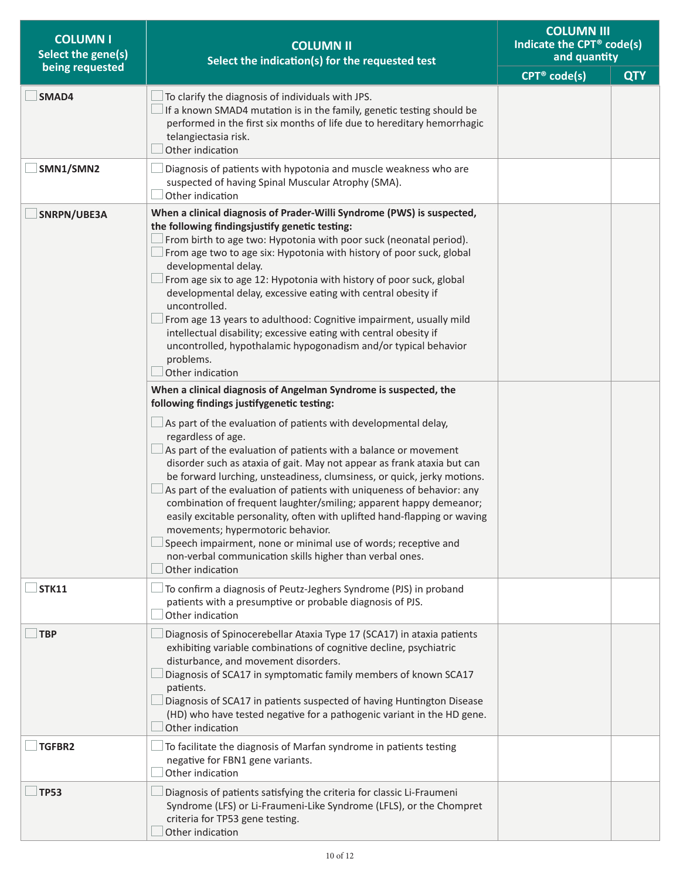| COLUMN I<br>Select the gene(s) being requested | COLUMN II<br>Select the indication(s) for the requested test | COLUMN III<br>Indicate the CPT® code(s) and quantity | |
|---|---|---|---|
| | | CPT® code(s) | QTY |
| ☐ **SMAD4** | ☐ To clarify the diagnosis of individuals with JPS.<br>☐ If a known SMAD4 mutation is in the family, genetic testing should be performed in the first six months of life due to hereditary hemorrhagic telangiectasia risk.<br>☐ Other indication | | |
| ☐ **SMN1/SMN2** | ☐ Diagnosis of patients with hypotonia and muscle weakness who are suspected of having Spinal Muscular Atrophy (SMA).<br>☐ Other indication | | |
| ☐ **SNRPN/UBE3A** | **When a clinical diagnosis of Prader-Willi Syndrome (PWS) is suspected, the following findingsjustify genetic testing:**<br>☐ From birth to age two: Hypotonia with poor suck (neonatal period).<br>☐ From age two to age six: Hypotonia with history of poor suck, global developmental delay.<br>☐ From age six to age 12: Hypotonia with history of poor suck, global developmental delay, excessive eating with central obesity if uncontrolled.<br>☐ From age 13 years to adulthood: Cognitive impairment, usually mild intellectual disability; excessive eating with central obesity if uncontrolled, hypothalamic hypogonadism and/or typical behavior problems.<br>☐ Other indication | | |
| | **When a clinical diagnosis of Angelman Syndrome is suspected, the following findings justifygenetic testing:**<br>☐ As part of the evaluation of patients with developmental delay, regardless of age.<br>☐ As part of the evaluation of patients with a balance or movement disorder such as ataxia of gait. May not appear as frank ataxia but can be forward lurching, unsteadiness, clumsiness, or quick, jerky motions.<br>☐ As part of the evaluation of patients with uniqueness of behavior: any combination of frequent laughter/smiling; apparent happy demeanor; easily excitable personality, often with uplifted hand-flapping or waving movements; hypermotoric behavior.<br>☐ Speech impairment, none or minimal use of words; receptive and non-verbal communication skills higher than verbal ones.<br>☐ Other indication | | |
| ☐ **STK11** | ☐ To confirm a diagnosis of Peutz-Jeghers Syndrome (PJS) in proband patients with a presumptive or probable diagnosis of PJS.<br>☐ Other indication | | |
| ☐ **TBP** | ☐ Diagnosis of Spinocerebellar Ataxia Type 17 (SCA17) in ataxia patients exhibiting variable combinations of cognitive decline, psychiatric disturbance, and movement disorders.<br>☐ Diagnosis of SCA17 in symptomatic family members of known SCA17 patients.<br>☐ Diagnosis of SCA17 in patients suspected of having Huntington Disease (HD) who have tested negative for a pathogenic variant in the HD gene.<br>☐ Other indication | | |
| ☐ **TGFBR2** | ☐ To facilitate the diagnosis of Marfan syndrome in patients testing negative for FBN1 gene variants.<br>☐ Other indication | | |
| ☐ **TP53** | ☐ Diagnosis of patients satisfying the criteria for classic Li-Fraumeni Syndrome (LFS) or Li-Fraumeni-Like Syndrome (LFLS), or the Chompret criteria for TP53 gene testing.<br>☐ Other indication | | |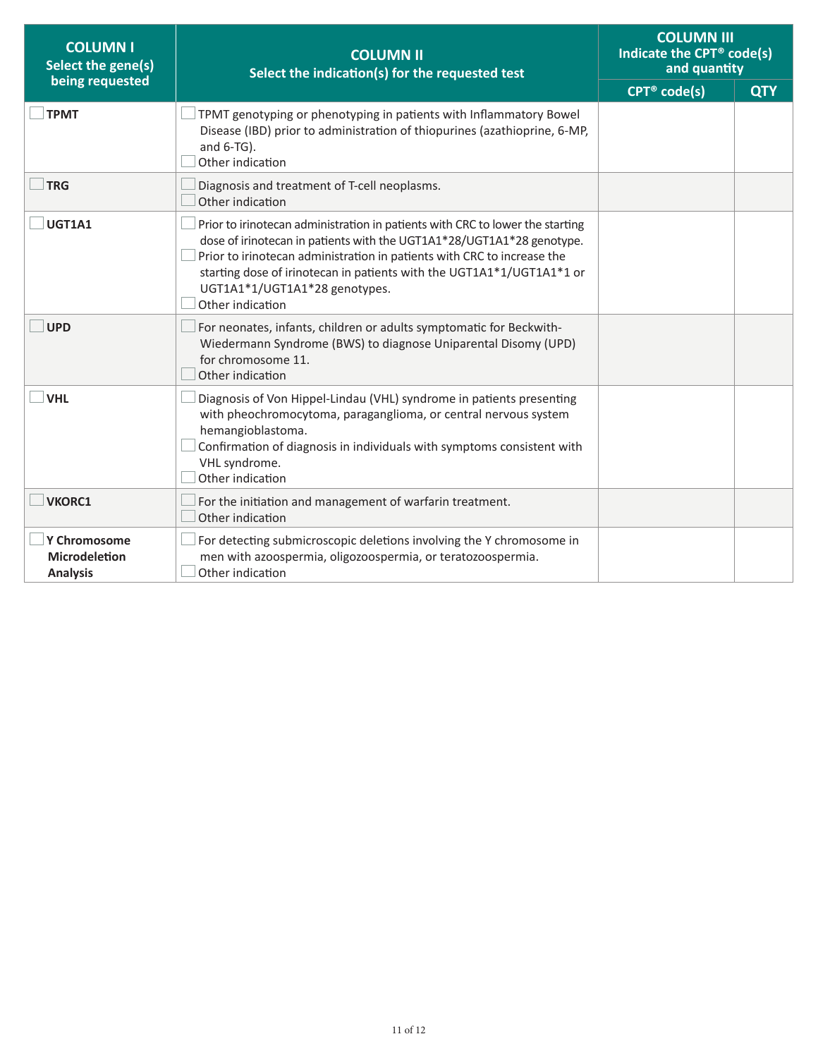| COLUMN I<br>Select the gene(s) being requested | COLUMN II<br>Select the indication(s) for the requested test | COLUMN III<br>Indicate the CPT® code(s) and quantity | |
|---|---|---|---|
| | | CPT® code(s) | QTY |
| ☐ **TPMT** | ☐ TPMT genotyping or phenotyping in patients with Inflammatory Bowel Disease (IBD) prior to administration of thiopurines (azathioprine, 6-MP, and 6-TG).<br>☐ Other indication | | |
| ☐ **TRG** | ☐ Diagnosis and treatment of T-cell neoplasms.<br>☐ Other indication | | |
| ☐ **UGT1A1** | ☐ Prior to irinotecan administration in patients with CRC to lower the starting dose of irinotecan in patients with the UGT1A1*28/UGT1A1*28 genotype.<br>☐ Prior to irinotecan administration in patients with CRC to increase the starting dose of irinotecan in patients with the UGT1A1*1/UGT1A1*1 or UGT1A1*1/UGT1A1*28 genotypes.<br>☐ Other indication | | |
| ☐ **UPD** | ☐ For neonates, infants, children or adults symptomatic for Beckwith-Wiedermann Syndrome (BWS) to diagnose Uniparental Disomy (UPD) for chromosome 11.<br>☐ Other indication | | |
| ☐ **VHL** | ☐ Diagnosis of Von Hippel-Lindau (VHL) syndrome in patients presenting with pheochromocytoma, paraganglioma, or central nervous system hemangioblastoma.<br>☐ Confirmation of diagnosis in individuals with symptoms consistent with VHL syndrome.<br>☐ Other indication | | |
| ☐ **VKORC1** | ☐ For the initiation and management of warfarin treatment.<br>☐ Other indication | | |
| ☐ **Y Chromosome Microdeletion Analysis** | ☐ For detecting submicroscopic deletions involving the Y chromosome in men with azoospermia, oligozoospermia, or teratozoospermia.<br>☐ Other indication | | |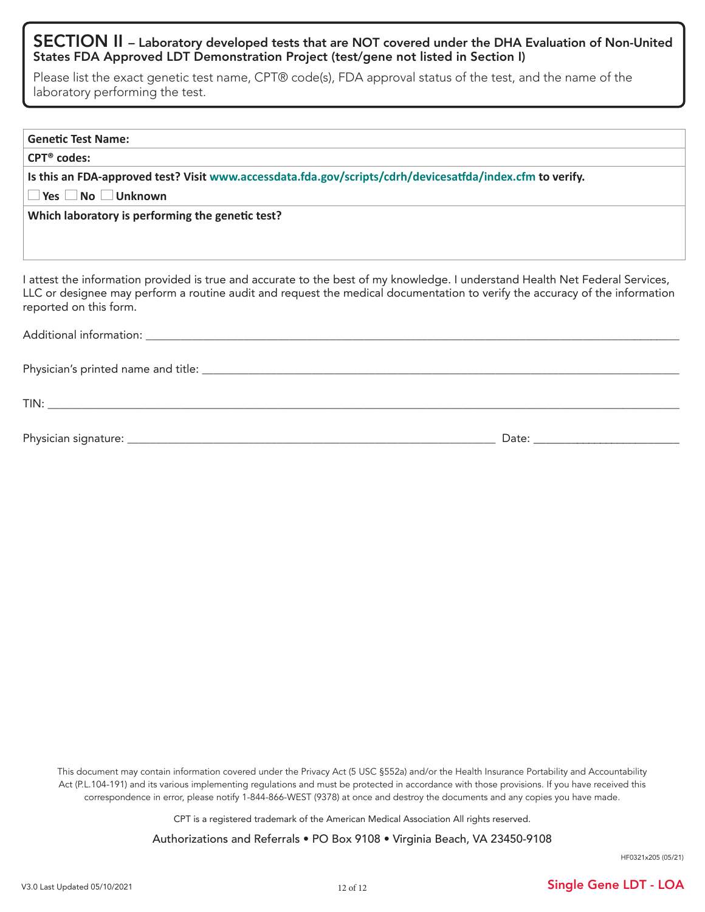## SECTION II – Laboratory developed tests that are NOT covered under the DHA Evaluation of Non-United States FDA Approved LDT Demonstration Project (test/gene not listed in Section I)

Please list the exact genetic test name, CPT® code(s), FDA approval status of the test, and the name of the laboratory performing the test.

| |
|---|
| **Genetic Test Name:** |
| **CPT® codes:** |
| **Is this an FDA-approved test? Visit www.accessdata.fda.gov/scripts/cdrh/devicesatfda/index.cfm to verify.**<br>☐ **Yes** ☐ **No** ☐ **Unknown** |
| **Which laboratory is performing the genetic test?** |

I attest the information provided is true and accurate to the best of my knowledge. I understand Health Net Federal Services, LLC or designee may perform a routine audit and request the medical documentation to verify the accuracy of the information reported on this form.

Additional information: ______________________________________________

Physician's printed name and title: ______________________________________________

TIN: ______________________________________________

Physician signature: ______________________________ Date: ____________________

This document may contain information covered under the Privacy Act (5 USC §552a) and/or the Health Insurance Portability and Accountability Act (P.L.104-191) and its various implementing regulations and must be protected in accordance with those provisions. If you have received this correspondence in error, please notify 1-844-866-WEST (9378) at once and destroy the documents and any copies you have made.

CPT is a registered trademark of the American Medical Association All rights reserved.

Authorizations and Referrals • PO Box 9108 • Virginia Beach, VA 23450-9108

HF0321x205 (05/21)

V3.0 Last Updated 05/10/2021

Single Gene LDT - LOA